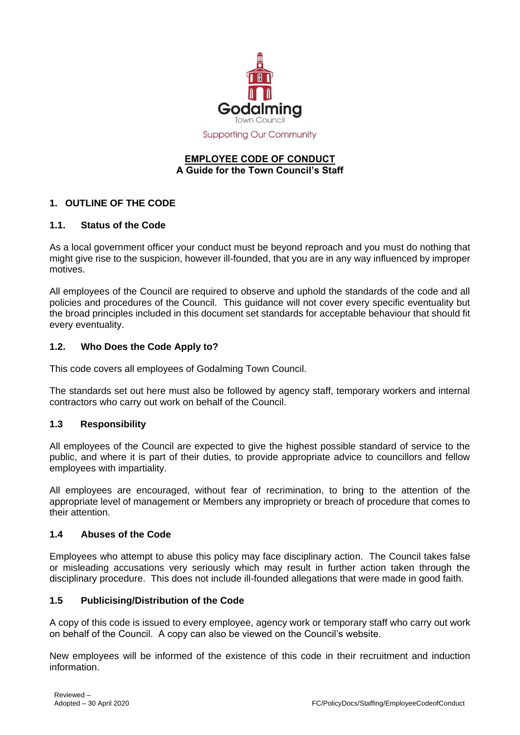Godalming

Town Council

Supporting Our Community

# EMPLOYEE CODE OF CONDUCT

**A Guide for the Town Council's Staff**

## 1. OUTLINE OF THE CODE

### 1.1. Status of the Code

As a local government officer your conduct must be beyond reproach and you must do nothing that might give rise to the suspicion, however ill-founded, that you are in any way influenced by improper motives.

All employees of the Council are required to observe and uphold the standards of the code and all policies and procedures of the Council. This guidance will not cover every specific eventuality but the broad principles included in this document set standards for acceptable behaviour that should fit every eventuality.

### 1.2. Who Does the Code Apply to?

This code covers all employees of Godalming Town Council.

The standards set out here must also be followed by agency staff, temporary workers and internal contractors who carry out work on behalf of the Council.

### 1.3 Responsibility

All employees of the Council are expected to give the highest possible standard of service to the public, and where it is part of their duties, to provide appropriate advice to councillors and fellow employees with impartiality.

All employees are encouraged, without fear of recrimination, to bring to the attention of the appropriate level of management or Members any impropriety or breach of procedure that comes to their attention.

### 1.4 Abuses of the Code

Employees who attempt to abuse this policy may face disciplinary action. The Council takes false or misleading accusations very seriously which may result in further action taken through the disciplinary procedure. This does not include ill-founded allegations that were made in good faith.

### 1.5 Publicising/Distribution of the Code

A copy of this code is issued to every employee, agency work or temporary staff who carry out work on behalf of the Council. A copy can also be viewed on the Council's website.

New employees will be informed of the existence of this code in their recruitment and induction information.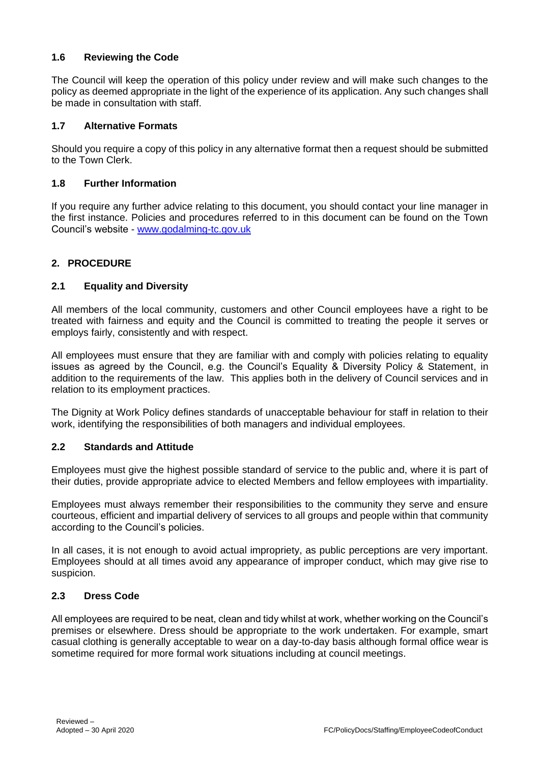### 1.6 Reviewing the Code

The Council will keep the operation of this policy under review and will make such changes to the policy as deemed appropriate in the light of the experience of its application. Any such changes shall be made in consultation with staff.

### 1.7 Alternative Formats

Should you require a copy of this policy in any alternative format then a request should be submitted to the Town Clerk.

### 1.8 Further Information

If you require any further advice relating to this document, you should contact your line manager in the first instance. Policies and procedures referred to in this document can be found on the Town Council's website - [www.godalming-tc.gov.uk](http://www.godalming-tc.gov.uk)

## 2. PROCEDURE

### 2.1 Equality and Diversity

All members of the local community, customers and other Council employees have a right to be treated with fairness and equity and the Council is committed to treating the people it serves or employs fairly, consistently and with respect.

All employees must ensure that they are familiar with and comply with policies relating to equality issues as agreed by the Council, e.g. the Council's Equality & Diversity Policy & Statement, in addition to the requirements of the law. This applies both in the delivery of Council services and in relation to its employment practices.

The Dignity at Work Policy defines standards of unacceptable behaviour for staff in relation to their work, identifying the responsibilities of both managers and individual employees.

### 2.2 Standards and Attitude

Employees must give the highest possible standard of service to the public and, where it is part of their duties, provide appropriate advice to elected Members and fellow employees with impartiality.

Employees must always remember their responsibilities to the community they serve and ensure courteous, efficient and impartial delivery of services to all groups and people within that community according to the Council's policies.

In all cases, it is not enough to avoid actual impropriety, as public perceptions are very important. Employees should at all times avoid any appearance of improper conduct, which may give rise to suspicion.

### 2.3 Dress Code

All employees are required to be neat, clean and tidy whilst at work, whether working on the Council's premises or elsewhere. Dress should be appropriate to the work undertaken. For example, smart casual clothing is generally acceptable to wear on a day-to-day basis although formal office wear is sometime required for more formal work situations including at council meetings.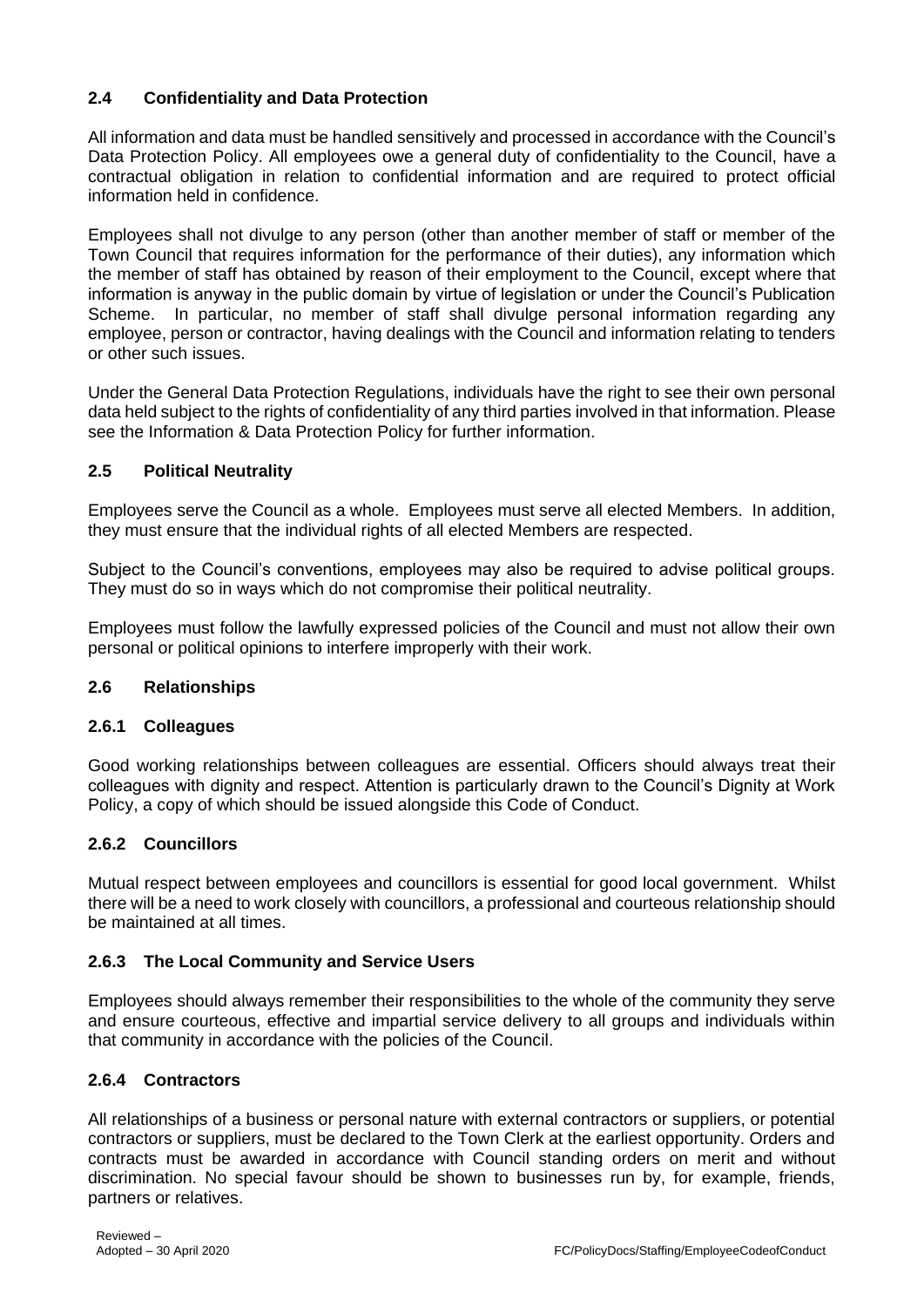## 2.4 Confidentiality and Data Protection

All information and data must be handled sensitively and processed in accordance with the Council's Data Protection Policy. All employees owe a general duty of confidentiality to the Council, have a contractual obligation in relation to confidential information and are required to protect official information held in confidence.

Employees shall not divulge to any person (other than another member of staff or member of the Town Council that requires information for the performance of their duties), any information which the member of staff has obtained by reason of their employment to the Council, except where that information is anyway in the public domain by virtue of legislation or under the Council's Publication Scheme. In particular, no member of staff shall divulge personal information regarding any employee, person or contractor, having dealings with the Council and information relating to tenders or other such issues.

Under the General Data Protection Regulations, individuals have the right to see their own personal data held subject to the rights of confidentiality of any third parties involved in that information. Please see the Information & Data Protection Policy for further information.

## 2.5 Political Neutrality

Employees serve the Council as a whole. Employees must serve all elected Members. In addition, they must ensure that the individual rights of all elected Members are respected.

Subject to the Council's conventions, employees may also be required to advise political groups. They must do so in ways which do not compromise their political neutrality.

Employees must follow the lawfully expressed policies of the Council and must not allow their own personal or political opinions to interfere improperly with their work.

## 2.6 Relationships

### 2.6.1 Colleagues

Good working relationships between colleagues are essential. Officers should always treat their colleagues with dignity and respect. Attention is particularly drawn to the Council's Dignity at Work Policy, a copy of which should be issued alongside this Code of Conduct.

### 2.6.2 Councillors

Mutual respect between employees and councillors is essential for good local government. Whilst there will be a need to work closely with councillors, a professional and courteous relationship should be maintained at all times.

### 2.6.3 The Local Community and Service Users

Employees should always remember their responsibilities to the whole of the community they serve and ensure courteous, effective and impartial service delivery to all groups and individuals within that community in accordance with the policies of the Council.

### 2.6.4 Contractors

All relationships of a business or personal nature with external contractors or suppliers, or potential contractors or suppliers, must be declared to the Town Clerk at the earliest opportunity. Orders and contracts must be awarded in accordance with Council standing orders on merit and without discrimination. No special favour should be shown to businesses run by, for example, friends, partners or relatives.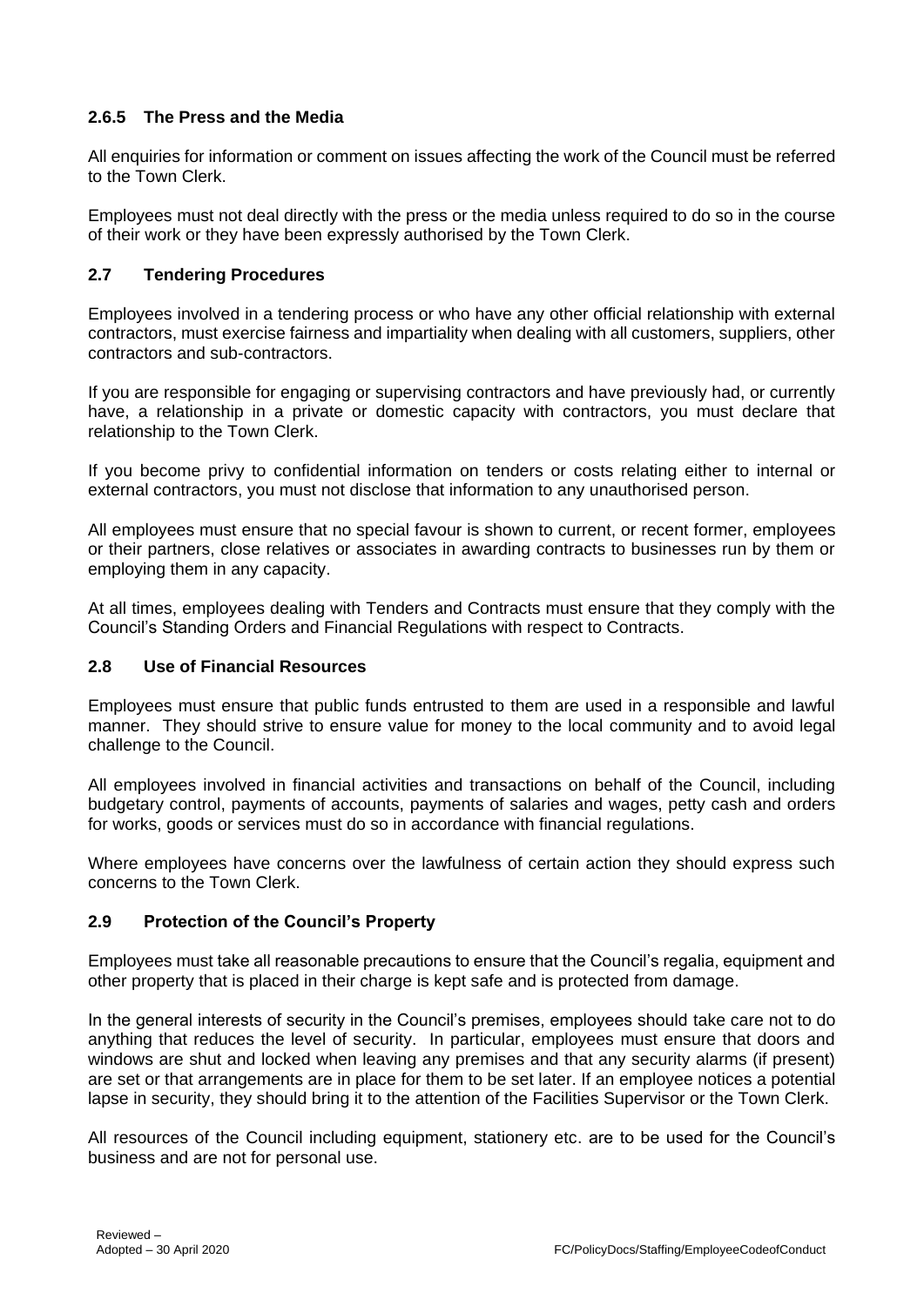### 2.6.5 The Press and the Media

All enquiries for information or comment on issues affecting the work of the Council must be referred to the Town Clerk.

Employees must not deal directly with the press or the media unless required to do so in the course of their work or they have been expressly authorised by the Town Clerk.

### 2.7 Tendering Procedures

Employees involved in a tendering process or who have any other official relationship with external contractors, must exercise fairness and impartiality when dealing with all customers, suppliers, other contractors and sub-contractors.

If you are responsible for engaging or supervising contractors and have previously had, or currently have, a relationship in a private or domestic capacity with contractors, you must declare that relationship to the Town Clerk.

If you become privy to confidential information on tenders or costs relating either to internal or external contractors, you must not disclose that information to any unauthorised person.

All employees must ensure that no special favour is shown to current, or recent former, employees or their partners, close relatives or associates in awarding contracts to businesses run by them or employing them in any capacity.

At all times, employees dealing with Tenders and Contracts must ensure that they comply with the Council's Standing Orders and Financial Regulations with respect to Contracts.

### 2.8 Use of Financial Resources

Employees must ensure that public funds entrusted to them are used in a responsible and lawful manner. They should strive to ensure value for money to the local community and to avoid legal challenge to the Council.

All employees involved in financial activities and transactions on behalf of the Council, including budgetary control, payments of accounts, payments of salaries and wages, petty cash and orders for works, goods or services must do so in accordance with financial regulations.

Where employees have concerns over the lawfulness of certain action they should express such concerns to the Town Clerk.

### 2.9 Protection of the Council's Property

Employees must take all reasonable precautions to ensure that the Council's regalia, equipment and other property that is placed in their charge is kept safe and is protected from damage.

In the general interests of security in the Council's premises, employees should take care not to do anything that reduces the level of security. In particular, employees must ensure that doors and windows are shut and locked when leaving any premises and that any security alarms (if present) are set or that arrangements are in place for them to be set later. If an employee notices a potential lapse in security, they should bring it to the attention of the Facilities Supervisor or the Town Clerk.

All resources of the Council including equipment, stationery etc. are to be used for the Council's business and are not for personal use.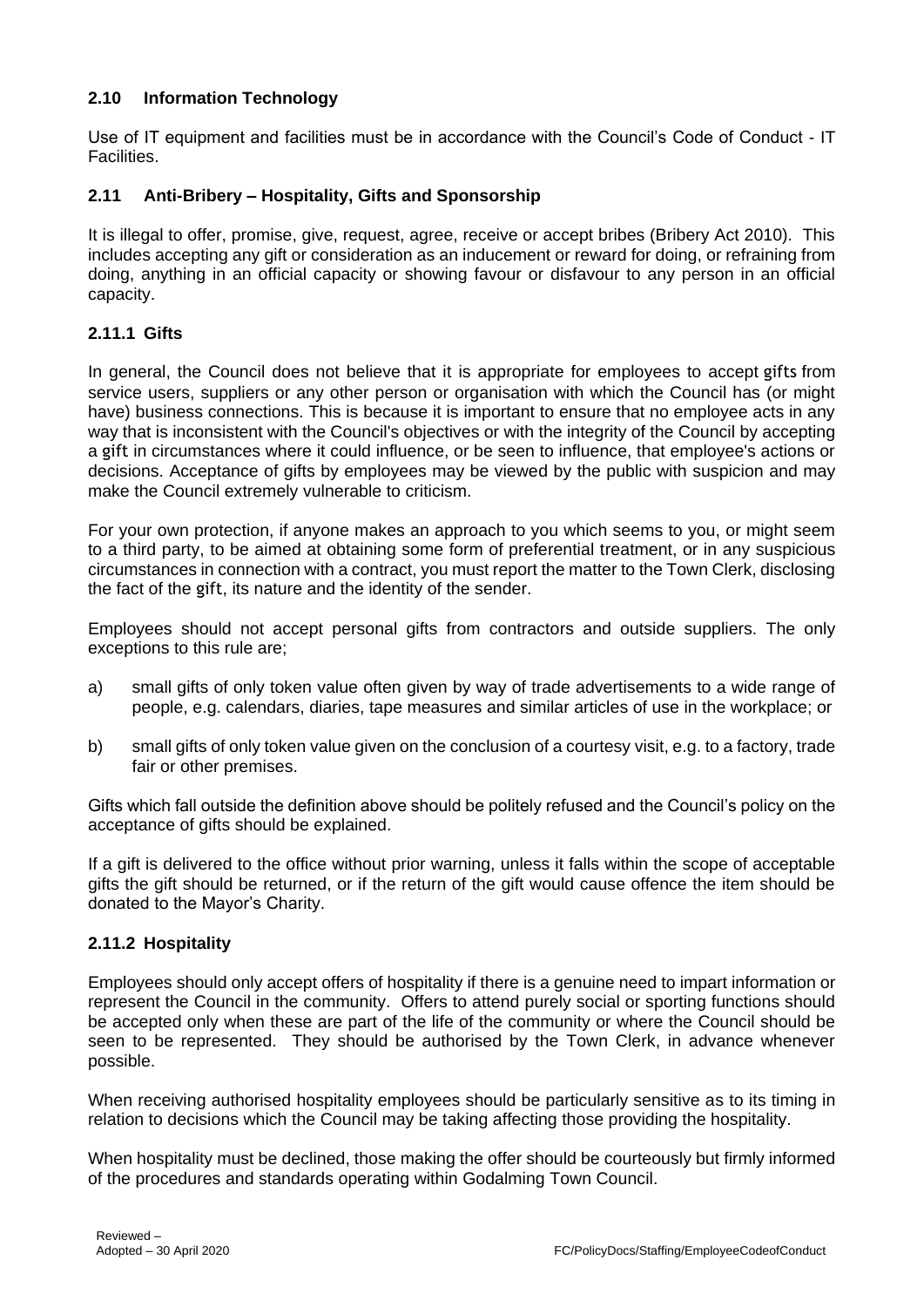## 2.10 Information Technology

Use of IT equipment and facilities must be in accordance with the Council's Code of Conduct - IT Facilities.

## 2.11 Anti-Bribery – Hospitality, Gifts and Sponsorship

It is illegal to offer, promise, give, request, agree, receive or accept bribes (Bribery Act 2010). This includes accepting any gift or consideration as an inducement or reward for doing, or refraining from doing, anything in an official capacity or showing favour or disfavour to any person in an official capacity.

### 2.11.1 Gifts

In general, the Council does not believe that it is appropriate for employees to accept gifts from service users, suppliers or any other person or organisation with which the Council has (or might have) business connections. This is because it is important to ensure that no employee acts in any way that is inconsistent with the Council's objectives or with the integrity of the Council by accepting a gift in circumstances where it could influence, or be seen to influence, that employee's actions or decisions. Acceptance of gifts by employees may be viewed by the public with suspicion and may make the Council extremely vulnerable to criticism.

For your own protection, if anyone makes an approach to you which seems to you, or might seem to a third party, to be aimed at obtaining some form of preferential treatment, or in any suspicious circumstances in connection with a contract, you must report the matter to the Town Clerk, disclosing the fact of the gift, its nature and the identity of the sender.

Employees should not accept personal gifts from contractors and outside suppliers. The only exceptions to this rule are;

a) small gifts of only token value often given by way of trade advertisements to a wide range of people, e.g. calendars, diaries, tape measures and similar articles of use in the workplace; or

b) small gifts of only token value given on the conclusion of a courtesy visit, e.g. to a factory, trade fair or other premises.

Gifts which fall outside the definition above should be politely refused and the Council's policy on the acceptance of gifts should be explained.

If a gift is delivered to the office without prior warning, unless it falls within the scope of acceptable gifts the gift should be returned, or if the return of the gift would cause offence the item should be donated to the Mayor's Charity.

### 2.11.2 Hospitality

Employees should only accept offers of hospitality if there is a genuine need to impart information or represent the Council in the community. Offers to attend purely social or sporting functions should be accepted only when these are part of the life of the community or where the Council should be seen to be represented. They should be authorised by the Town Clerk, in advance whenever possible.

When receiving authorised hospitality employees should be particularly sensitive as to its timing in relation to decisions which the Council may be taking affecting those providing the hospitality.

When hospitality must be declined, those making the offer should be courteously but firmly informed of the procedures and standards operating within Godalming Town Council.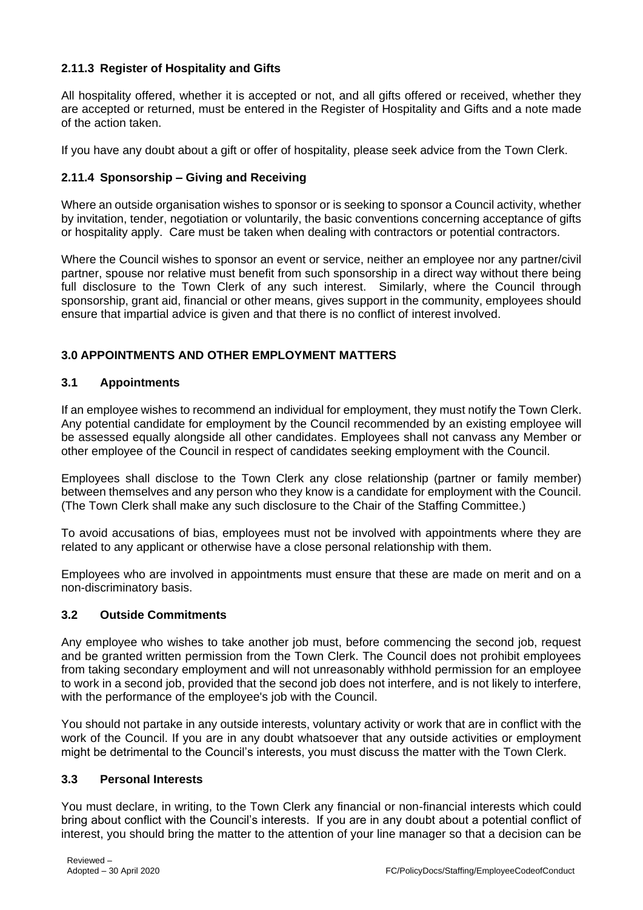### 2.11.3 Register of Hospitality and Gifts

All hospitality offered, whether it is accepted or not, and all gifts offered or received, whether they are accepted or returned, must be entered in the Register of Hospitality and Gifts and a note made of the action taken.

If you have any doubt about a gift or offer of hospitality, please seek advice from the Town Clerk.

### 2.11.4 Sponsorship – Giving and Receiving

Where an outside organisation wishes to sponsor or is seeking to sponsor a Council activity, whether by invitation, tender, negotiation or voluntarily, the basic conventions concerning acceptance of gifts or hospitality apply. Care must be taken when dealing with contractors or potential contractors.

Where the Council wishes to sponsor an event or service, neither an employee nor any partner/civil partner, spouse nor relative must benefit from such sponsorship in a direct way without there being full disclosure to the Town Clerk of any such interest. Similarly, where the Council through sponsorship, grant aid, financial or other means, gives support in the community, employees should ensure that impartial advice is given and that there is no conflict of interest involved.

## 3.0 APPOINTMENTS AND OTHER EMPLOYMENT MATTERS

### 3.1 Appointments

If an employee wishes to recommend an individual for employment, they must notify the Town Clerk. Any potential candidate for employment by the Council recommended by an existing employee will be assessed equally alongside all other candidates. Employees shall not canvass any Member or other employee of the Council in respect of candidates seeking employment with the Council.

Employees shall disclose to the Town Clerk any close relationship (partner or family member) between themselves and any person who they know is a candidate for employment with the Council. (The Town Clerk shall make any such disclosure to the Chair of the Staffing Committee.)

To avoid accusations of bias, employees must not be involved with appointments where they are related to any applicant or otherwise have a close personal relationship with them.

Employees who are involved in appointments must ensure that these are made on merit and on a non-discriminatory basis.

### 3.2 Outside Commitments

Any employee who wishes to take another job must, before commencing the second job, request and be granted written permission from the Town Clerk. The Council does not prohibit employees from taking secondary employment and will not unreasonably withhold permission for an employee to work in a second job, provided that the second job does not interfere, and is not likely to interfere, with the performance of the employee's job with the Council.

You should not partake in any outside interests, voluntary activity or work that are in conflict with the work of the Council. If you are in any doubt whatsoever that any outside activities or employment might be detrimental to the Council's interests, you must discuss the matter with the Town Clerk.

### 3.3 Personal Interests

You must declare, in writing, to the Town Clerk any financial or non-financial interests which could bring about conflict with the Council's interests. If you are in any doubt about a potential conflict of interest, you should bring the matter to the attention of your line manager so that a decision can be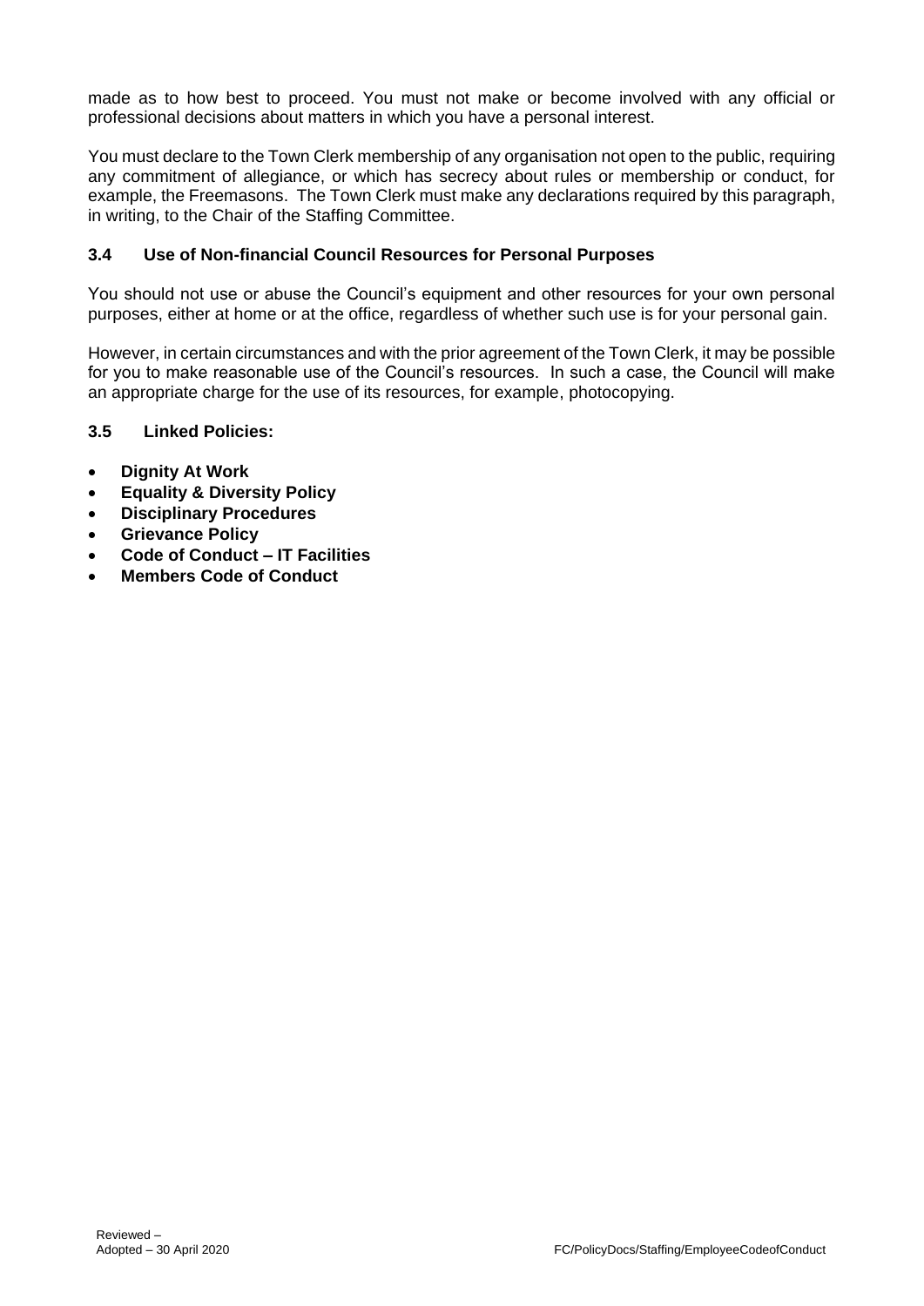made as to how best to proceed. You must not make or become involved with any official or professional decisions about matters in which you have a personal interest.

You must declare to the Town Clerk membership of any organisation not open to the public, requiring any commitment of allegiance, or which has secrecy about rules or membership or conduct, for example, the Freemasons. The Town Clerk must make any declarations required by this paragraph, in writing, to the Chair of the Staffing Committee.

### 3.4 Use of Non-financial Council Resources for Personal Purposes

You should not use or abuse the Council's equipment and other resources for your own personal purposes, either at home or at the office, regardless of whether such use is for your personal gain.

However, in certain circumstances and with the prior agreement of the Town Clerk, it may be possible for you to make reasonable use of the Council's resources. In such a case, the Council will make an appropriate charge for the use of its resources, for example, photocopying.

### 3.5 Linked Policies:

- **Dignity At Work**
- **Equality & Diversity Policy**
- **Disciplinary Procedures**
- **Grievance Policy**
- **Code of Conduct – IT Facilities**
- **Members Code of Conduct**

Reviewed –
Adopted – 30 April 2020

FC/PolicyDocs/Staffing/EmployeeCodeofConduct